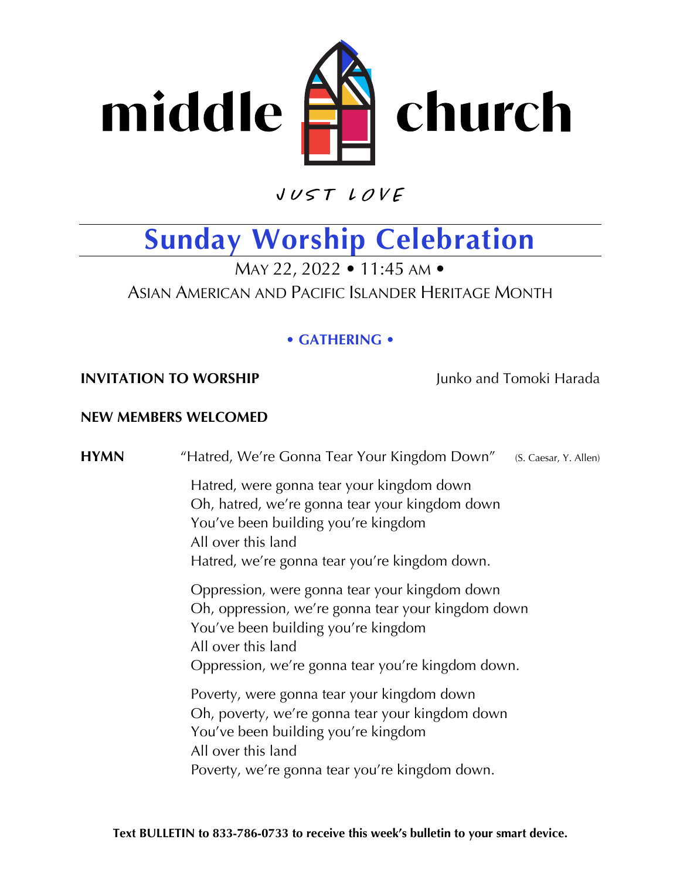# middle church

JUST LOVE

## Sunday Worship Celebration

MAY 22, 2022 • 11:45 AM •

ASIAN AMERICAN AND PACIFIC ISLANDER HERITAGE MONTH

### • GATHERING •

**INVITATION TO WORSHIP** Junko and Tomoki Harada

**NEW MEMBERS WELCOMED**

**HYMN** "Hatred, We're Gonna Tear Your Kingdom Down" (S. Caesar, Y. Allen)

Hatred, were gonna tear your kingdom down
Oh, hatred, we're gonna tear your kingdom down
You've been building you're kingdom
All over this land
Hatred, we're gonna tear you're kingdom down.

Oppression, were gonna tear your kingdom down
Oh, oppression, we're gonna tear your kingdom down
You've been building you're kingdom
All over this land
Oppression, we're gonna tear you're kingdom down.

Poverty, were gonna tear your kingdom down
Oh, poverty, we're gonna tear your kingdom down
You've been building you're kingdom
All over this land
Poverty, we're gonna tear you're kingdom down.

**Text BULLETIN to 833-786-0733 to receive this week's bulletin to your smart device.**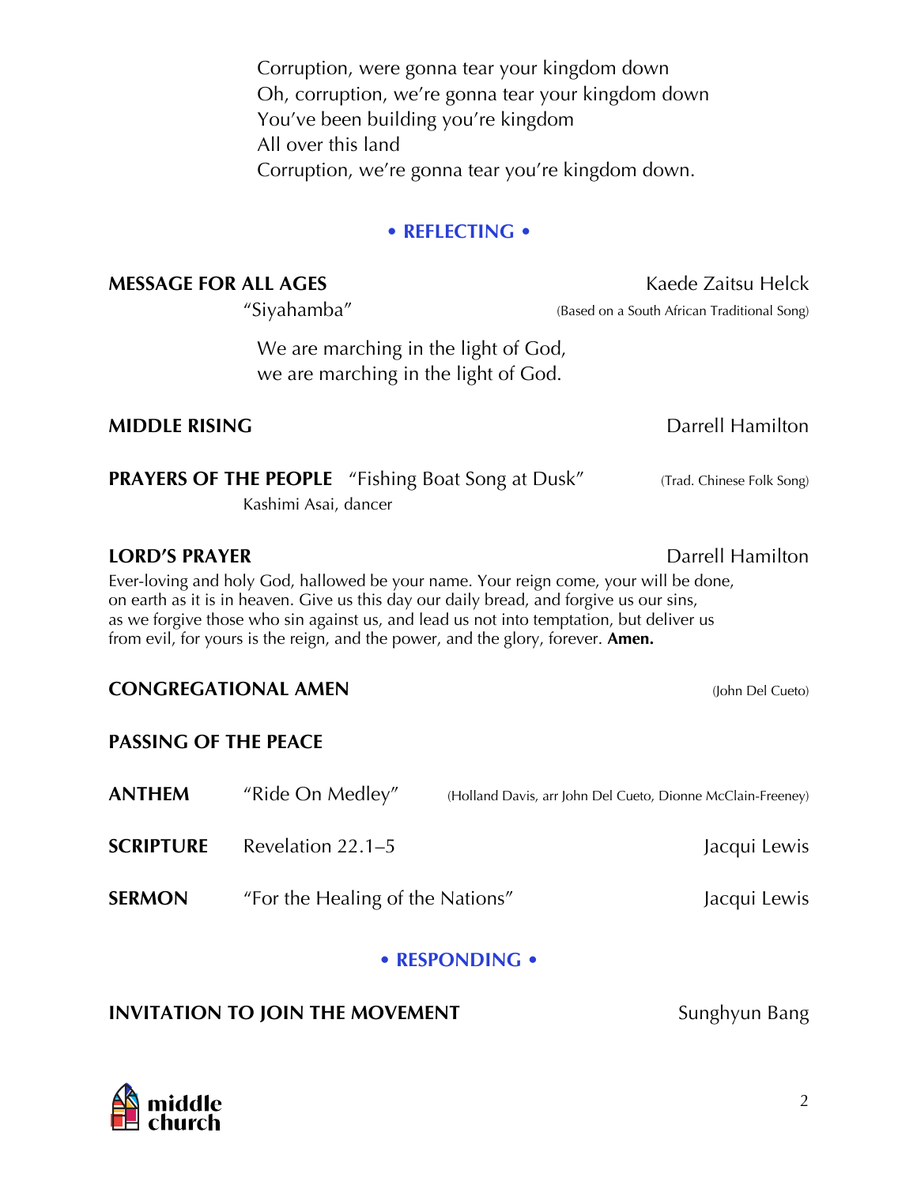Corruption, were gonna tear your kingdom down
Oh, corruption, we're gonna tear your kingdom down
You've been building you're kingdom
All over this land
Corruption, we're gonna tear you're kingdom down.

## • REFLECTING •

**MESSAGE FOR ALL AGES** — Kaede Zaitsu Helck

"Siyahamba" (Based on a South African Traditional Song)

We are marching in the light of God,
we are marching in the light of God.

**MIDDLE RISING** — Darrell Hamilton

**PRAYERS OF THE PEOPLE** "Fishing Boat Song at Dusk" (Trad. Chinese Folk Song)
Kashimi Asai, dancer

**LORD'S PRAYER** — Darrell Hamilton

Ever-loving and holy God, hallowed be your name. Your reign come, your will be done, on earth as it is in heaven. Give us this day our daily bread, and forgive us our sins, as we forgive those who sin against us, and lead us not into temptation, but deliver us from evil, for yours is the reign, and the power, and the glory, forever. **Amen.**

**CONGREGATIONAL AMEN** (John Del Cueto)

**PASSING OF THE PEACE**

**ANTHEM** "Ride On Medley" (Holland Davis, arr John Del Cueto, Dionne McClain-Freeney)

**SCRIPTURE** Revelation 22.1–5 — Jacqui Lewis

**SERMON** "For the Healing of the Nations" — Jacqui Lewis

## • RESPONDING •

**INVITATION TO JOIN THE MOVEMENT** — Sunghyun Bang

middle church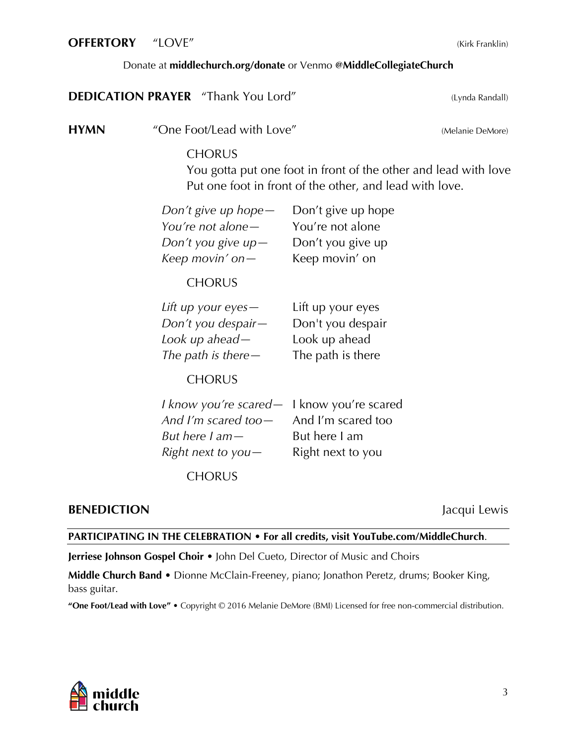**OFFERTORY** "LOVE" (Kirk Franklin)

Donate at **middlechurch.org/donate** or Venmo **@MiddleCollegiateChurch**

**DEDICATION PRAYER** "Thank You Lord" (Lynda Randall)

**HYMN** "One Foot/Lead with Love" (Melanie DeMore)

CHORUS
You gotta put one foot in front of the other and lead with love
Put one foot in front of the other, and lead with love.

*Don't give up hope—* Don't give up hope
*You're not alone—* You're not alone
*Don't you give up—* Don't you give up
*Keep movin' on—* Keep movin' on

CHORUS

*Lift up your eyes—* Lift up your eyes
*Don't you despair—* Don't you despair
*Look up ahead—* Look up ahead
*The path is there—* The path is there

CHORUS

*I know you're scared—* I know you're scared
*And I'm scared too—* And I'm scared too
*But here I am—* But here I am
*Right next to you—* Right next to you

CHORUS

**BENEDICTION** Jacqui Lewis

**PARTICIPATING IN THE CELEBRATION • For all credits, visit YouTube.com/MiddleChurch**.

**Jerriese Johnson Gospel Choir** • John Del Cueto, Director of Music and Choirs

**Middle Church Band** • Dionne McClain-Freeney, piano; Jonathon Peretz, drums; Booker King, bass guitar.

**"One Foot/Lead with Love"** • Copyright © 2016 Melanie DeMore (BMI) Licensed for free non-commercial distribution.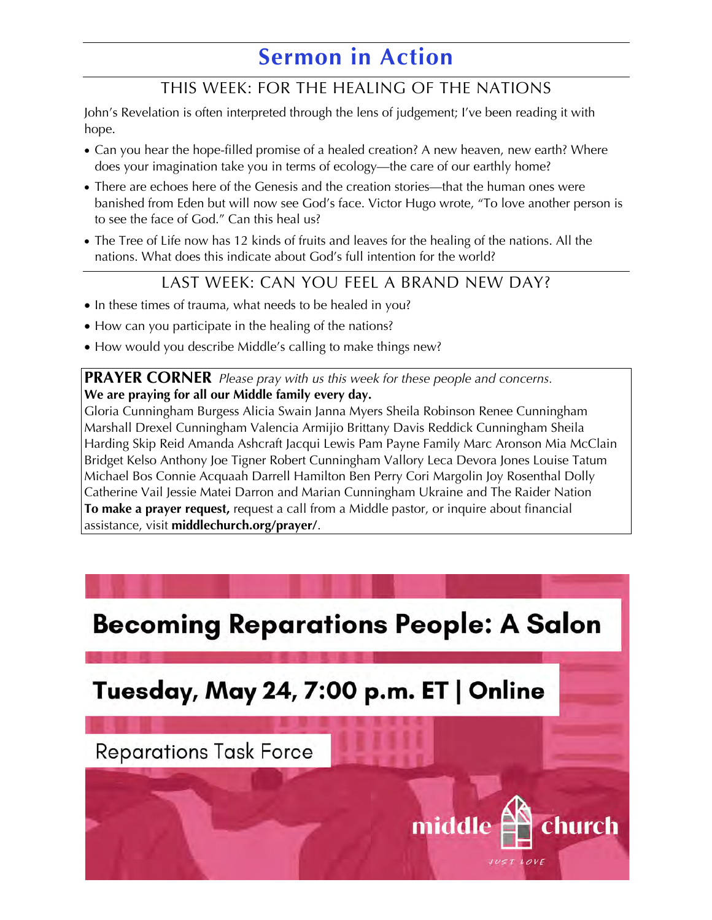# Sermon in Action

## THIS WEEK: FOR THE HEALING OF THE NATIONS

John's Revelation is often interpreted through the lens of judgement; I've been reading it with hope.

- Can you hear the hope-filled promise of a healed creation? A new heaven, new earth? Where does your imagination take you in terms of ecology—the care of our earthly home?
- There are echoes here of the Genesis and the creation stories—that the human ones were banished from Eden but will now see God's face. Victor Hugo wrote, "To love another person is to see the face of God." Can this heal us?
- The Tree of Life now has 12 kinds of fruits and leaves for the healing of the nations. All the nations. What does this indicate about God's full intention for the world?

## LAST WEEK: CAN YOU FEEL A BRAND NEW DAY?

- In these times of trauma, what needs to be healed in you?
- How can you participate in the healing of the nations?
- How would you describe Middle's calling to make things new?

**PRAYER CORNER** *Please pray with us this week for these people and concerns.*

**We are praying for all our Middle family every day.**

Gloria Cunningham Burgess Alicia Swain Janna Myers Sheila Robinson Renee Cunningham Marshall Drexel Cunningham Valencia Armijio Brittany Davis Reddick Cunningham Sheila Harding Skip Reid Amanda Ashcraft Jacqui Lewis Pam Payne Family Marc Aronson Mia McClain Bridget Kelso Anthony Joe Tigner Robert Cunningham Vallory Leca Devora Jones Louise Tatum Michael Bos Connie Acquaah Darrell Hamilton Ben Perry Cori Margolin Joy Rosenthal Dolly Catherine Vail Jessie Matei Darron and Marian Cunningham Ukraine and The Raider Nation

**To make a prayer request,** request a call from a Middle pastor, or inquire about financial assistance, visit **middlechurch.org/prayer/**.

**Becoming Reparations People: A Salon**

**Tuesday, May 24, 7:00 p.m. ET | Online**

Reparations Task Force

middle church

JUST LOVE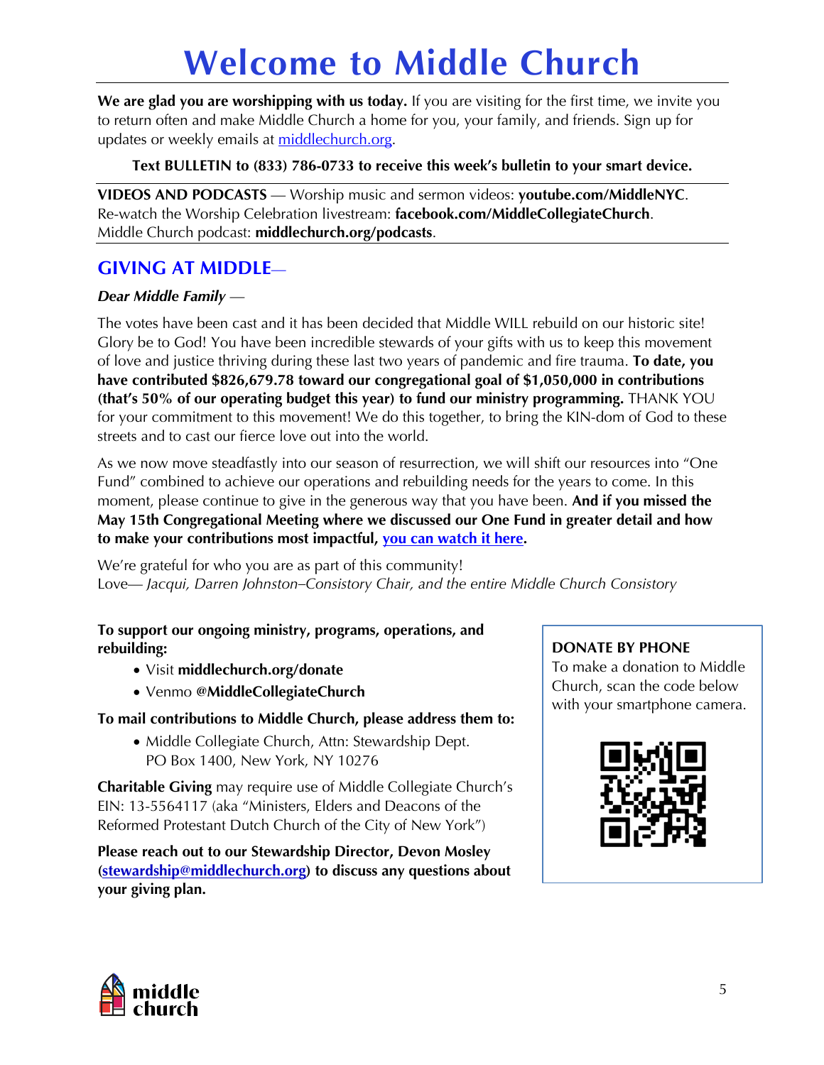# Welcome to Middle Church

**We are glad you are worshipping with us today.** If you are visiting for the first time, we invite you to return often and make Middle Church a home for you, your family, and friends. Sign up for updates or weekly emails at [middlechurch.org](middlechurch.org).

**Text BULLETIN to (833) 786-0733 to receive this week's bulletin to your smart device.**

**VIDEOS AND PODCASTS** — Worship music and sermon videos: **youtube.com/MiddleNYC**.
Re-watch the Worship Celebration livestream: **facebook.com/MiddleCollegiateChurch**.
Middle Church podcast: **middlechurch.org/podcasts**.

## GIVING AT MIDDLE—

***Dear Middle Family*** —

The votes have been cast and it has been decided that Middle WILL rebuild on our historic site! Glory be to God! You have been incredible stewards of your gifts with us to keep this movement of love and justice thriving during these last two years of pandemic and fire trauma. **To date, you have contributed $826,679.78 toward our congregational goal of $1,050,000 in contributions (that's 50% of our operating budget this year) to fund our ministry programming.** THANK YOU for your commitment to this movement! We do this together, to bring the KIN-dom of God to these streets and to cast our fierce love out into the world.

As we now move steadfastly into our season of resurrection, we will shift our resources into "One Fund" combined to achieve our operations and rebuilding needs for the years to come. In this moment, please continue to give in the generous way that you have been. **And if you missed the May 15th Congregational Meeting where we discussed our One Fund in greater detail and how to make your contributions most impactful, you can watch it here.**

We're grateful for who you are as part of this community!
Love— *Jacqui, Darren Johnston–Consistory Chair, and the entire Middle Church Consistory*

**To support our ongoing ministry, programs, operations, and rebuilding:**

- Visit **middlechurch.org/donate**
- Venmo **@MiddleCollegiateChurch**

**To mail contributions to Middle Church, please address them to:**

- Middle Collegiate Church, Attn: Stewardship Dept.
  PO Box 1400, New York, NY 10276

**Charitable Giving** may require use of Middle Collegiate Church's EIN: 13-5564117 (aka "Ministers, Elders and Deacons of the Reformed Protestant Dutch Church of the City of New York")

**Please reach out to our Stewardship Director, Devon Mosley ([stewardship@middlechurch.org](mailto:stewardship@middlechurch.org)) to discuss any questions about your giving plan.**

**DONATE BY PHONE**
To make a donation to Middle Church, scan the code below with your smartphone camera.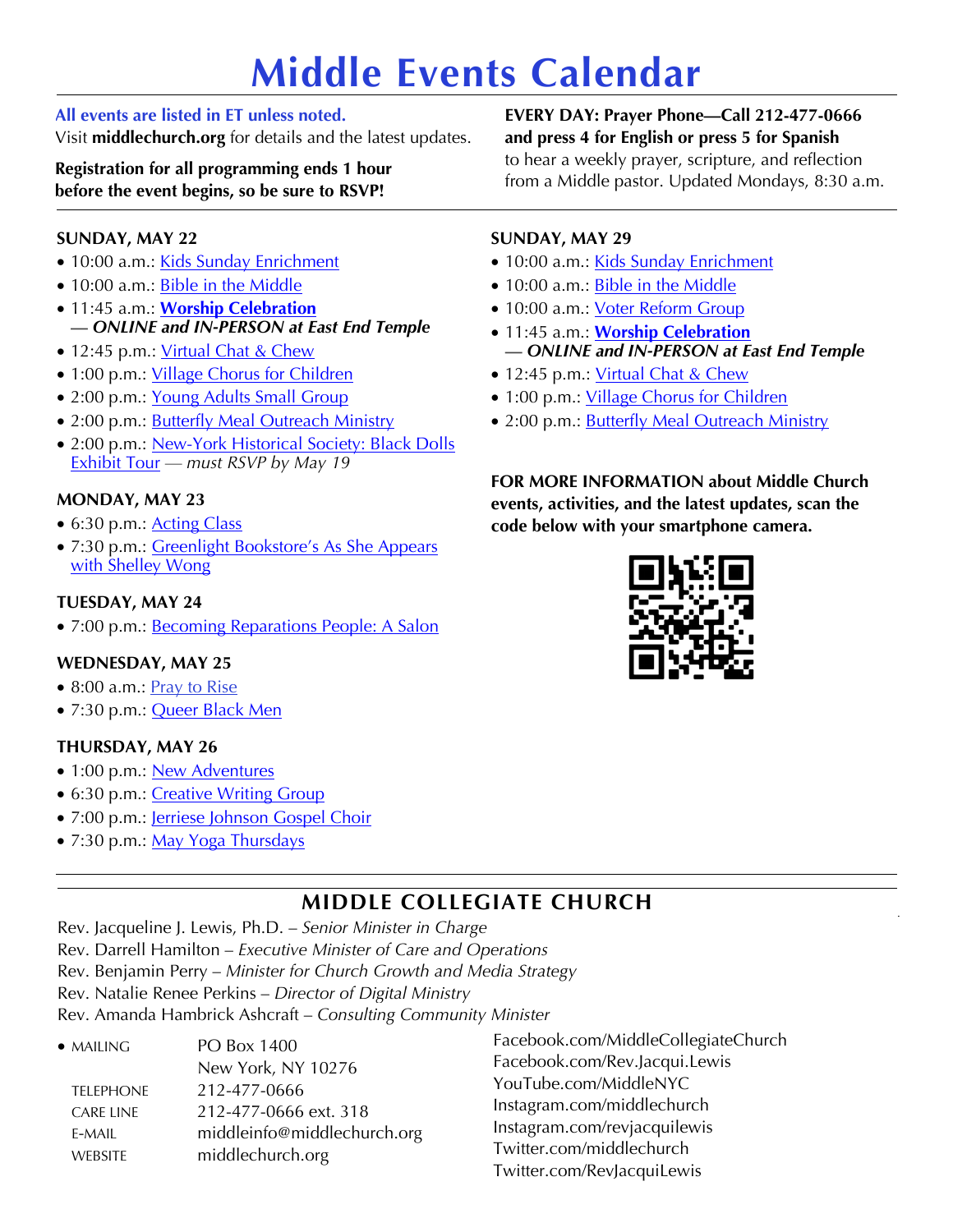# Middle Events Calendar

**All events are listed in ET unless noted.**
Visit **middlechurch.org** for details and the latest updates.

**Registration for all programming ends 1 hour before the event begins, so be sure to RSVP!**

**EVERY DAY: Prayer Phone—Call 212-477-0666 and press 4 for English or press 5 for Spanish** to hear a weekly prayer, scripture, and reflection from a Middle pastor. Updated Mondays, 8:30 a.m.

### SUNDAY, MAY 22

- 10:00 a.m.: Kids Sunday Enrichment
- 10:00 a.m.: Bible in the Middle
- 11:45 a.m.: **Worship Celebration** ***— ONLINE and IN-PERSON at East End Temple***
- 12:45 p.m.: Virtual Chat & Chew
- 1:00 p.m.: Village Chorus for Children
- 2:00 p.m.: Young Adults Small Group
- 2:00 p.m.: Butterfly Meal Outreach Ministry
- 2:00 p.m.: New-York Historical Society: Black Dolls Exhibit Tour — *must RSVP by May 19*

### MONDAY, MAY 23

- 6:30 p.m.: Acting Class
- 7:30 p.m.: Greenlight Bookstore's As She Appears with Shelley Wong

### TUESDAY, MAY 24

- 7:00 p.m.: Becoming Reparations People: A Salon

### WEDNESDAY, MAY 25

- 8:00 a.m.: Pray to Rise
- 7:30 p.m.: Queer Black Men

### THURSDAY, MAY 26

- 1:00 p.m.: New Adventures
- 6:30 p.m.: Creative Writing Group
- 7:00 p.m.: Jerriese Johnson Gospel Choir
- 7:30 p.m.: May Yoga Thursdays

### SUNDAY, MAY 29

- 10:00 a.m.: Kids Sunday Enrichment
- 10:00 a.m.: Bible in the Middle
- 10:00 a.m.: Voter Reform Group
- 11:45 a.m.: **Worship Celebration** ***— ONLINE and IN-PERSON at East End Temple***
- 12:45 p.m.: Virtual Chat & Chew
- 1:00 p.m.: Village Chorus for Children
- 2:00 p.m.: Butterfly Meal Outreach Ministry

**FOR MORE INFORMATION about Middle Church events, activities, and the latest updates, scan the code below with your smartphone camera.**

## MIDDLE COLLEGIATE CHURCH

Rev. Jacqueline J. Lewis, Ph.D. – *Senior Minister in Charge*
Rev. Darrell Hamilton – *Executive Minister of Care and Operations*
Rev. Benjamin Perry – *Minister for Church Growth and Media Strategy*
Rev. Natalie Renee Perkins – *Director of Digital Ministry*
Rev. Amanda Hambrick Ashcraft – *Consulting Community Minister*

| | |
|---|---|
| MAILING | PO Box 1400<br>New York, NY 10276 |
| TELEPHONE | 212-477-0666 |
| CARE LINE | 212-477-0666 ext. 318 |
| E-MAIL | middleinfo@middlechurch.org |
| WEBSITE | middlechurch.org |

Facebook.com/MiddleCollegiateChurch
Facebook.com/Rev.Jacqui.Lewis
YouTube.com/MiddleNYC
Instagram.com/middlechurch
Instagram.com/revjacquilewis
Twitter.com/middlechurch
Twitter.com/RevJacquiLewis